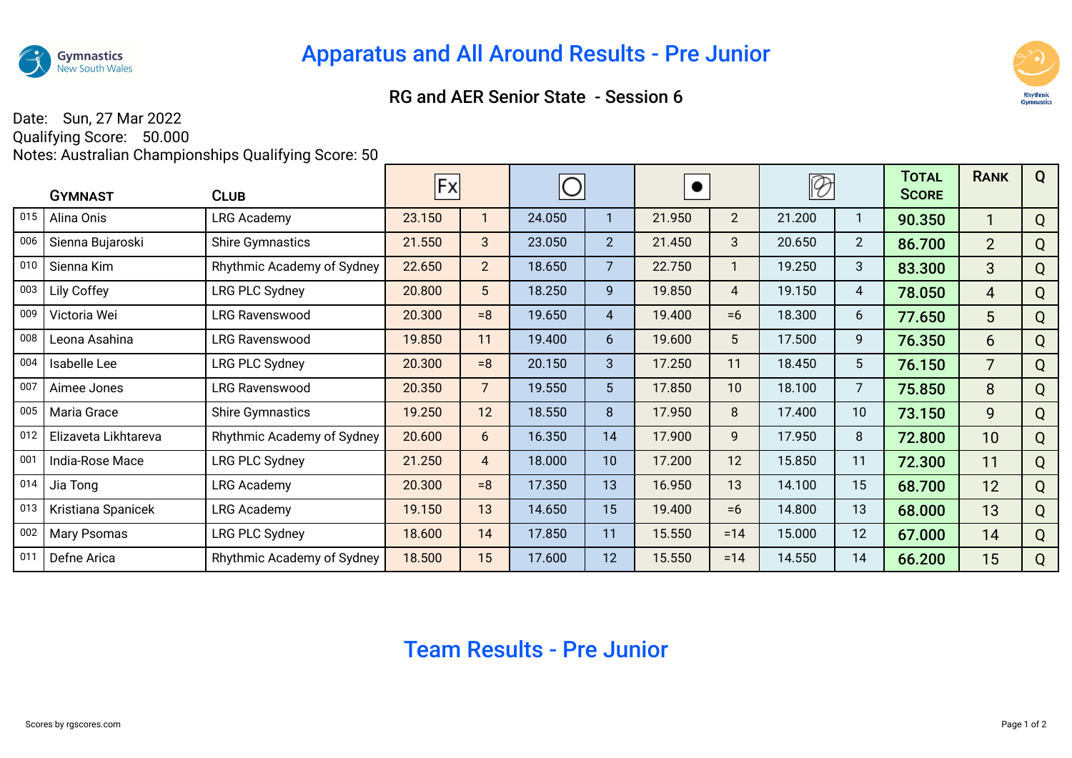Gymnastics New South Wales

# Apparatus and All Around Results - Pre Junior

## RG and AER Senior State - Session 6

Date: Sun, 27 Mar 2022
Qualifying Score: 50.000
Notes: Australian Championships Qualifying Score: 50

| | Gymnast | Club | Fx | | Hoop | | Ball | | Ribbon | | Total Score | Rank | Q |
|---|---|---|---|---|---|---|---|---|---|---|---|---|---|
| 015 | Alina Onis | LRG Academy | 23.150 | 1 | 24.050 | 1 | 21.950 | 2 | 21.200 | 1 | 90.350 | 1 | Q |
| 006 | Sienna Bujaroski | Shire Gymnastics | 21.550 | 3 | 23.050 | 2 | 21.450 | 3 | 20.650 | 2 | 86.700 | 2 | Q |
| 010 | Sienna Kim | Rhythmic Academy of Sydney | 22.650 | 2 | 18.650 | 7 | 22.750 | 1 | 19.250 | 3 | 83.300 | 3 | Q |
| 003 | Lily Coffey | LRG PLC Sydney | 20.800 | 5 | 18.250 | 9 | 19.850 | 4 | 19.150 | 4 | 78.050 | 4 | Q |
| 009 | Victoria Wei | LRG Ravenswood | 20.300 | =8 | 19.650 | 4 | 19.400 | =6 | 18.300 | 6 | 77.650 | 5 | Q |
| 008 | Leona Asahina | LRG Ravenswood | 19.850 | 11 | 19.400 | 6 | 19.600 | 5 | 17.500 | 9 | 76.350 | 6 | Q |
| 004 | Isabelle Lee | LRG PLC Sydney | 20.300 | =8 | 20.150 | 3 | 17.250 | 11 | 18.450 | 5 | 76.150 | 7 | Q |
| 007 | Aimee Jones | LRG Ravenswood | 20.350 | 7 | 19.550 | 5 | 17.850 | 10 | 18.100 | 7 | 75.850 | 8 | Q |
| 005 | Maria Grace | Shire Gymnastics | 19.250 | 12 | 18.550 | 8 | 17.950 | 8 | 17.400 | 10 | 73.150 | 9 | Q |
| 012 | Elizaveta Likhtareva | Rhythmic Academy of Sydney | 20.600 | 6 | 16.350 | 14 | 17.900 | 9 | 17.950 | 8 | 72.800 | 10 | Q |
| 001 | India-Rose Mace | LRG PLC Sydney | 21.250 | 4 | 18.000 | 10 | 17.200 | 12 | 15.850 | 11 | 72.300 | 11 | Q |
| 014 | Jia Tong | LRG Academy | 20.300 | =8 | 17.350 | 13 | 16.950 | 13 | 14.100 | 15 | 68.700 | 12 | Q |
| 013 | Kristiana Spanicek | LRG Academy | 19.150 | 13 | 14.650 | 15 | 19.400 | =6 | 14.800 | 13 | 68.000 | 13 | Q |
| 002 | Mary Psomas | LRG PLC Sydney | 18.600 | 14 | 17.850 | 11 | 15.550 | =14 | 15.000 | 12 | 67.000 | 14 | Q |
| 011 | Defne Arica | Rhythmic Academy of Sydney | 18.500 | 15 | 17.600 | 12 | 15.550 | =14 | 14.550 | 14 | 66.200 | 15 | Q |

# Team Results - Pre Junior

Scores by rgscores.com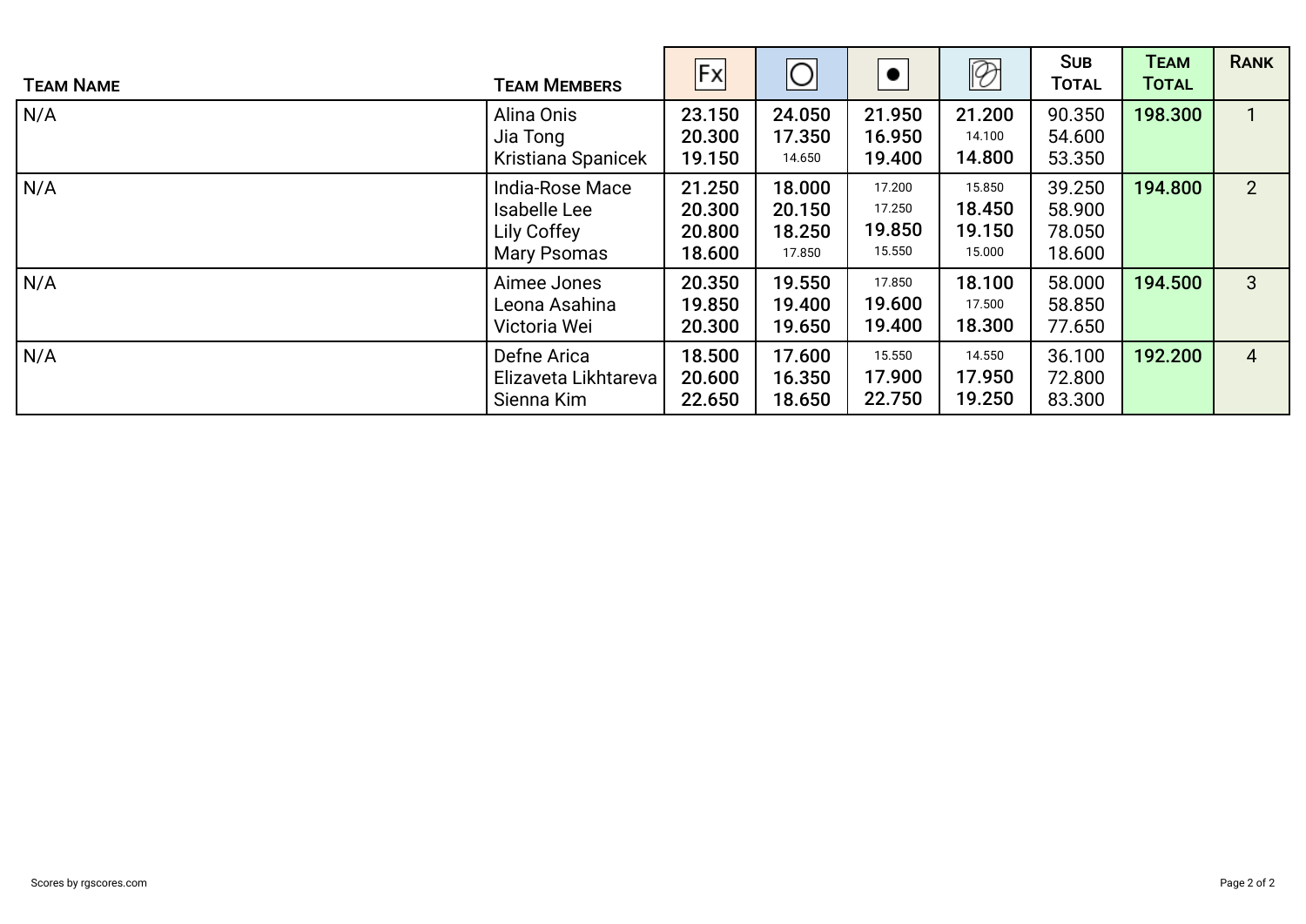| Team Name | Team Members | Fx | ○ | ● | Ribbon | Sub Total | Team Total | Rank |
|---|---|---|---|---|---|---|---|---|
| N/A | Alina Onis | 23.150 | 24.050 | 21.950 | 21.200 | 90.350 | 198.300 | 1 |
| | Jia Tong | 20.300 | 17.350 | 16.950 | 14.100 | 54.600 | | |
| | Kristiana Spanicek | 19.150 | 14.650 | 19.400 | 14.800 | 53.350 | | |
| N/A | India-Rose Mace | 21.250 | 18.000 | 17.200 | 15.850 | 39.250 | 194.800 | 2 |
| | Isabelle Lee | 20.300 | 20.150 | 17.250 | 18.450 | 58.900 | | |
| | Lily Coffey | 20.800 | 18.250 | 19.850 | 19.150 | 78.050 | | |
| | Mary Psomas | 18.600 | 17.850 | 15.550 | 15.000 | 18.600 | | |
| N/A | Aimee Jones | 20.350 | 19.550 | 17.850 | 18.100 | 58.000 | 194.500 | 3 |
| | Leona Asahina | 19.850 | 19.400 | 19.600 | 17.500 | 58.850 | | |
| | Victoria Wei | 20.300 | 19.650 | 19.400 | 18.300 | 77.650 | | |
| N/A | Defne Arica | 18.500 | 17.600 | 15.550 | 14.550 | 36.100 | 192.200 | 4 |
| | Elizaveta Likhtareva | 20.600 | 16.350 | 17.900 | 17.950 | 72.800 | | |
| | Sienna Kim | 22.650 | 18.650 | 22.750 | 19.250 | 83.300 | | |

Scores by rgscores.com